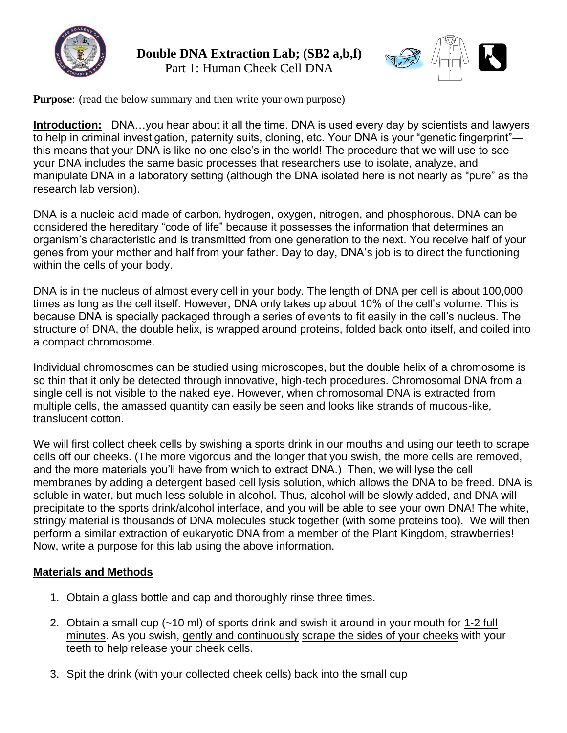# Double DNA Extraction Lab; (SB2 a,b,f)

Part 1: Human Cheek Cell DNA

**Purpose**: (read the below summary and then write your own purpose)

**Introduction:** DNA…you hear about it all the time. DNA is used every day by scientists and lawyers to help in criminal investigation, paternity suits, cloning, etc. Your DNA is your "genetic fingerprint"—this means that your DNA is like no one else's in the world! The procedure that we will use to see your DNA includes the same basic processes that researchers use to isolate, analyze, and manipulate DNA in a laboratory setting (although the DNA isolated here is not nearly as "pure" as the research lab version).

DNA is a nucleic acid made of carbon, hydrogen, oxygen, nitrogen, and phosphorous. DNA can be considered the hereditary "code of life" because it possesses the information that determines an organism's characteristic and is transmitted from one generation to the next. You receive half of your genes from your mother and half from your father. Day to day, DNA's job is to direct the functioning within the cells of your body.

DNA is in the nucleus of almost every cell in your body. The length of DNA per cell is about 100,000 times as long as the cell itself. However, DNA only takes up about 10% of the cell's volume. This is because DNA is specially packaged through a series of events to fit easily in the cell's nucleus. The structure of DNA, the double helix, is wrapped around proteins, folded back onto itself, and coiled into a compact chromosome.

Individual chromosomes can be studied using microscopes, but the double helix of a chromosome is so thin that it only be detected through innovative, high-tech procedures. Chromosomal DNA from a single cell is not visible to the naked eye. However, when chromosomal DNA is extracted from multiple cells, the amassed quantity can easily be seen and looks like strands of mucous-like, translucent cotton.

We will first collect cheek cells by swishing a sports drink in our mouths and using our teeth to scrape cells off our cheeks. (The more vigorous and the longer that you swish, the more cells are removed, and the more materials you'll have from which to extract DNA.) Then, we will lyse the cell membranes by adding a detergent based cell lysis solution, which allows the DNA to be freed. DNA is soluble in water, but much less soluble in alcohol. Thus, alcohol will be slowly added, and DNA will precipitate to the sports drink/alcohol interface, and you will be able to see your own DNA! The white, stringy material is thousands of DNA molecules stuck together (with some proteins too). We will then perform a similar extraction of eukaryotic DNA from a member of the Plant Kingdom, strawberries! Now, write a purpose for this lab using the above information.

## Materials and Methods

1. Obtain a glass bottle and cap and thoroughly rinse three times.
2. Obtain a small cup (~10 ml) of sports drink and swish it around in your mouth for <u>1-2 full minutes</u>. As you swish, <u>gently and continuously</u> <u>scrape the sides of your cheeks</u> with your teeth to help release your cheek cells.
3. Spit the drink (with your collected cheek cells) back into the small cup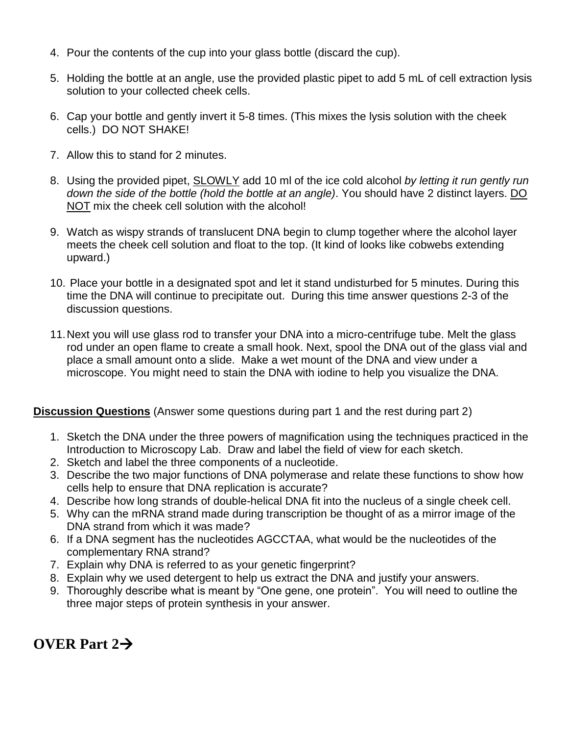4. Pour the contents of the cup into your glass bottle (discard the cup).

5. Holding the bottle at an angle, use the provided plastic pipet to add 5 mL of cell extraction lysis solution to your collected cheek cells.

6. Cap your bottle and gently invert it 5-8 times. (This mixes the lysis solution with the cheek cells.) DO NOT SHAKE!

7. Allow this to stand for 2 minutes.

8. Using the provided pipet, <u>SLOWLY</u> add 10 ml of the ice cold alcohol *by letting it run gently run down the side of the bottle (hold the bottle at an angle)*. You should have 2 distinct layers. <u>DO NOT</u> mix the cheek cell solution with the alcohol!

9. Watch as wispy strands of translucent DNA begin to clump together where the alcohol layer meets the cheek cell solution and float to the top. (It kind of looks like cobwebs extending upward.)

10. Place your bottle in a designated spot and let it stand undisturbed for 5 minutes. During this time the DNA will continue to precipitate out. During this time answer questions 2-3 of the discussion questions.

11. Next you will use glass rod to transfer your DNA into a micro-centrifuge tube. Melt the glass rod under an open flame to create a small hook. Next, spool the DNA out of the glass vial and place a small amount onto a slide. Make a wet mount of the DNA and view under a microscope. You might need to stain the DNA with iodine to help you visualize the DNA.

**<u>Discussion Questions</u>** (Answer some questions during part 1 and the rest during part 2)

1. Sketch the DNA under the three powers of magnification using the techniques practiced in the Introduction to Microscopy Lab. Draw and label the field of view for each sketch.
2. Sketch and label the three components of a nucleotide.
3. Describe the two major functions of DNA polymerase and relate these functions to show how cells help to ensure that DNA replication is accurate?
4. Describe how long strands of double-helical DNA fit into the nucleus of a single cheek cell.
5. Why can the mRNA strand made during transcription be thought of as a mirror image of the DNA strand from which it was made?
6. If a DNA segment has the nucleotides AGCCTAA, what would be the nucleotides of the complementary RNA strand?
7. Explain why DNA is referred to as your genetic fingerprint?
8. Explain why we used detergent to help us extract the DNA and justify your answers.
9. Thoroughly describe what is meant by "One gene, one protein". You will need to outline the three major steps of protein synthesis in your answer.

## OVER Part 2→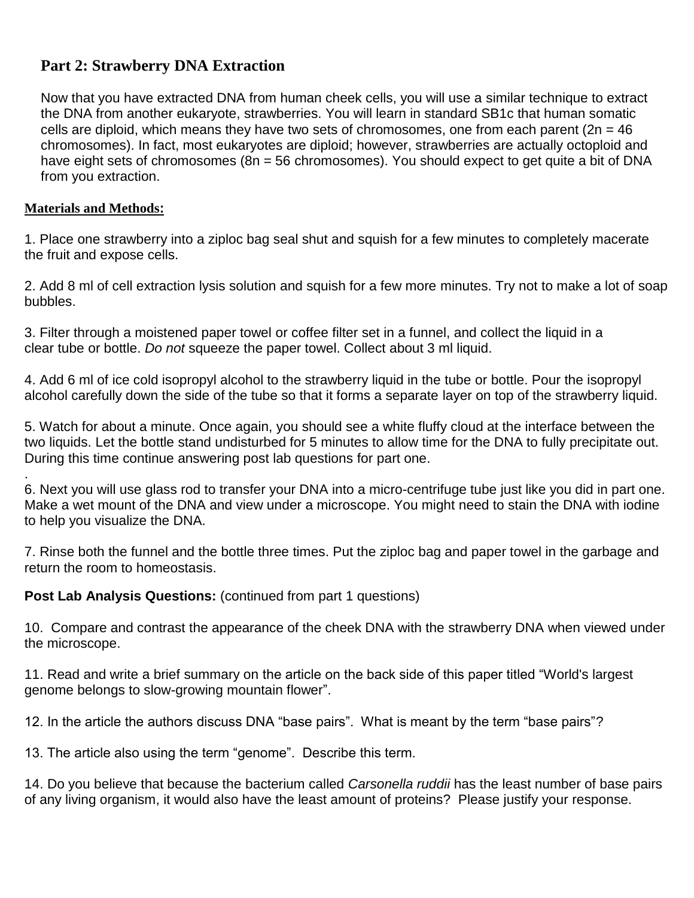## Part 2: Strawberry DNA Extraction

Now that you have extracted DNA from human cheek cells, you will use a similar technique to extract the DNA from another eukaryote, strawberries. You will learn in standard SB1c that human somatic cells are diploid, which means they have two sets of chromosomes, one from each parent (2n = 46 chromosomes). In fact, most eukaryotes are diploid; however, strawberries are actually octoploid and have eight sets of chromosomes (8n = 56 chromosomes). You should expect to get quite a bit of DNA from you extraction.

**Materials and Methods:**

1. Place one strawberry into a ziploc bag seal shut and squish for a few minutes to completely macerate the fruit and expose cells.

2. Add 8 ml of cell extraction lysis solution and squish for a few more minutes. Try not to make a lot of soap bubbles.

3. Filter through a moistened paper towel or coffee filter set in a funnel, and collect the liquid in a clear tube or bottle. *Do not* squeeze the paper towel. Collect about 3 ml liquid.

4. Add 6 ml of ice cold isopropyl alcohol to the strawberry liquid in the tube or bottle. Pour the isopropyl alcohol carefully down the side of the tube so that it forms a separate layer on top of the strawberry liquid.

5. Watch for about a minute. Once again, you should see a white fluffy cloud at the interface between the two liquids. Let the bottle stand undisturbed for 5 minutes to allow time for the DNA to fully precipitate out. During this time continue answering post lab questions for part one.

6. Next you will use glass rod to transfer your DNA into a micro-centrifuge tube just like you did in part one. Make a wet mount of the DNA and view under a microscope. You might need to stain the DNA with iodine to help you visualize the DNA.

7. Rinse both the funnel and the bottle three times. Put the ziploc bag and paper towel in the garbage and return the room to homeostasis.

**Post Lab Analysis Questions:** (continued from part 1 questions)

10. Compare and contrast the appearance of the cheek DNA with the strawberry DNA when viewed under the microscope.

11. Read and write a brief summary on the article on the back side of this paper titled "World's largest genome belongs to slow-growing mountain flower".

12. In the article the authors discuss DNA "base pairs". What is meant by the term "base pairs"?

13. The article also using the term "genome". Describe this term.

14. Do you believe that because the bacterium called *Carsonella ruddii* has the least number of base pairs of any living organism, it would also have the least amount of proteins? Please justify your response.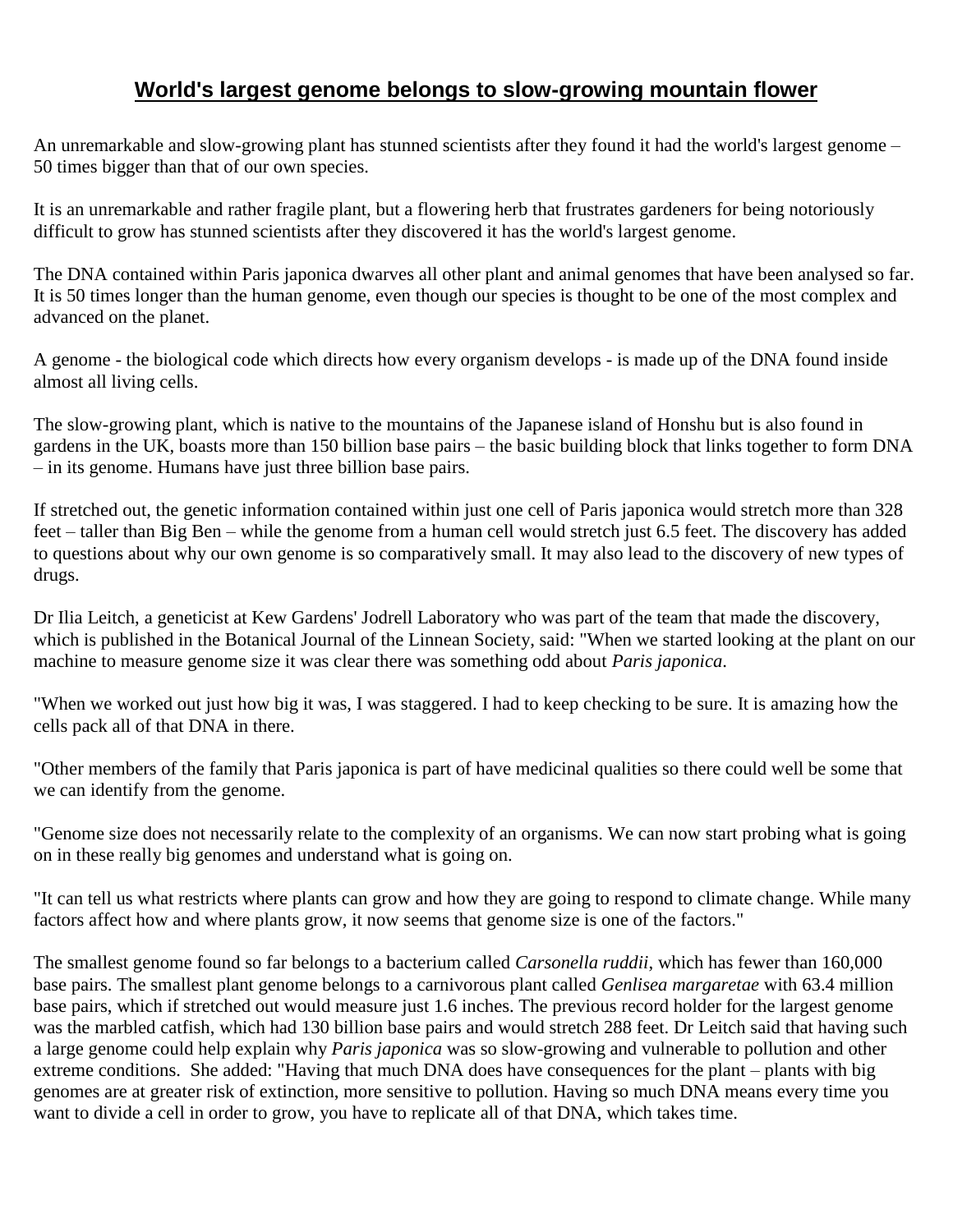# World's largest genome belongs to slow-growing mountain flower

An unremarkable and slow-growing plant has stunned scientists after they found it had the world's largest genome – 50 times bigger than that of our own species.

It is an unremarkable and rather fragile plant, but a flowering herb that frustrates gardeners for being notoriously difficult to grow has stunned scientists after they discovered it has the world's largest genome.

The DNA contained within Paris japonica dwarves all other plant and animal genomes that have been analysed so far. It is 50 times longer than the human genome, even though our species is thought to be one of the most complex and advanced on the planet.

A genome - the biological code which directs how every organism develops - is made up of the DNA found inside almost all living cells.

The slow-growing plant, which is native to the mountains of the Japanese island of Honshu but is also found in gardens in the UK, boasts more than 150 billion base pairs – the basic building block that links together to form DNA – in its genome. Humans have just three billion base pairs.

If stretched out, the genetic information contained within just one cell of Paris japonica would stretch more than 328 feet – taller than Big Ben – while the genome from a human cell would stretch just 6.5 feet. The discovery has added to questions about why our own genome is so comparatively small. It may also lead to the discovery of new types of drugs.

Dr Ilia Leitch, a geneticist at Kew Gardens' Jodrell Laboratory who was part of the team that made the discovery, which is published in the Botanical Journal of the Linnean Society, said: "When we started looking at the plant on our machine to measure genome size it was clear there was something odd about *Paris japonica*.

"When we worked out just how big it was, I was staggered. I had to keep checking to be sure. It is amazing how the cells pack all of that DNA in there.

"Other members of the family that Paris japonica is part of have medicinal qualities so there could well be some that we can identify from the genome.

"Genome size does not necessarily relate to the complexity of an organisms. We can now start probing what is going on in these really big genomes and understand what is going on.

"It can tell us what restricts where plants can grow and how they are going to respond to climate change. While many factors affect how and where plants grow, it now seems that genome size is one of the factors."

The smallest genome found so far belongs to a bacterium called *Carsonella ruddii*, which has fewer than 160,000 base pairs. The smallest plant genome belongs to a carnivorous plant called *Genlisea margaretae* with 63.4 million base pairs, which if stretched out would measure just 1.6 inches. The previous record holder for the largest genome was the marbled catfish, which had 130 billion base pairs and would stretch 288 feet. Dr Leitch said that having such a large genome could help explain why *Paris japonica* was so slow-growing and vulnerable to pollution and other extreme conditions. She added: "Having that much DNA does have consequences for the plant – plants with big genomes are at greater risk of extinction, more sensitive to pollution. Having so much DNA means every time you want to divide a cell in order to grow, you have to replicate all of that DNA, which takes time.